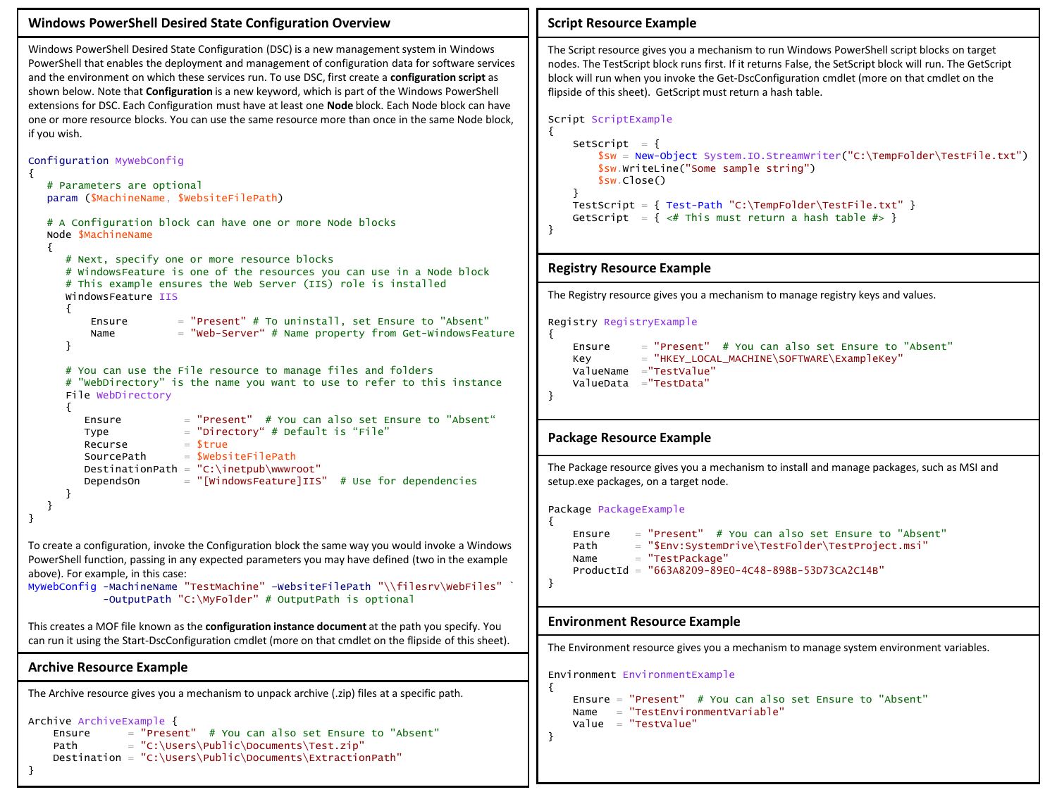## Windows PowerShell Desired State Configuration Overview

Windows PowerShell Desired State Configuration (DSC) is a new management system in Windows PowerShell that enables the deployment and management of configuration data for software services and the environment on which these services run. To use DSC, first create a **configuration script** as shown below. Note that **Configuration** is a new keyword, which is part of the Windows PowerShell extensions for DSC. Each Configuration must have at least one **Node** block. Each Node block can have one or more resource blocks. You can use the same resource more than once in the same Node block, if you wish.

```
Configuration MyWebConfig
{
   # Parameters are optional
   param ($MachineName, $WebsiteFilePath)

   # A Configuration block can have one or more Node blocks
   Node $MachineName
   {
      # Next, specify one or more resource blocks
      # WindowsFeature is one of the resources you can use in a Node block
      # This example ensures the Web Server (IIS) role is installed
      WindowsFeature IIS
      {
          Ensure        = "Present" # To uninstall, set Ensure to "Absent"
          Name          = "Web-Server“ # Name property from Get-WindowsFeature
      }

      # You can use the File resource to manage files and folders
      # "WebDirectory" is the name you want to use to refer to this instance
      File WebDirectory
      {
         Ensure          = "Present"  # You can also set Ensure to "Absent“
         Type            = "Directory“ # Default is “File”
         Recurse         = $true
         SourcePath      = $WebsiteFilePath
         DestinationPath = "C:\inetpub\wwwroot"
         DependsOn       = "[WindowsFeature]IIS"  # Use for dependencies
      }
   }
}
```

To create a configuration, invoke the Configuration block the same way you would invoke a Windows PowerShell function, passing in any expected parameters you may have defined (two in the example above). For example, in this case:

```
MyWebConfig -MachineName "TestMachine" –WebsiteFilePath "\\filesrv\WebFiles" `
            -OutputPath "C:\MyFolder" # OutputPath is optional
```

This creates a MOF file known as the **configuration instance document** at the path you specify. You can run it using the Start-DscConfiguration cmdlet (more on that cmdlet on the flipside of this sheet).

## Archive Resource Example

The Archive resource gives you a mechanism to unpack archive (.zip) files at a specific path.

```
Archive ArchiveExample {
    Ensure      = "Present"  # You can also set Ensure to "Absent"
    Path        = "C:\Users\Public\Documents\Test.zip"
    Destination = "C:\Users\Public\Documents\ExtractionPath"
}
```

## Script Resource Example

The Script resource gives you a mechanism to run Windows PowerShell script blocks on target nodes. The TestScript block runs first. If it returns False, the SetScript block will run. The GetScript block will run when you invoke the Get-DscConfiguration cmdlet (more on that cmdlet on the flipside of this sheet). GetScript must return a hash table.

```
Script ScriptExample
{
    SetScript  = {
        $sw = New-Object System.IO.StreamWriter("C:\TempFolder\TestFile.txt")
        $sw.WriteLine("Some sample string")
        $sw.Close()
    }
    TestScript = { Test-Path "C:\TempFolder\TestFile.txt" }
    GetScript  = { <# This must return a hash table #> }
}
```

## Registry Resource Example

The Registry resource gives you a mechanism to manage registry keys and values.

```
Registry RegistryExample
{
    Ensure     = "Present"  # You can also set Ensure to "Absent"
    Key        = "HKEY_LOCAL_MACHINE\SOFTWARE\ExampleKey"
    ValueName  ="TestValue"
    ValueData  ="TestData"
}
```

## Package Resource Example

The Package resource gives you a mechanism to install and manage packages, such as MSI and setup.exe packages, on a target node.

```
Package PackageExample
{
    Ensure    = "Present"  # You can also set Ensure to "Absent"
    Path      = "$Env:SystemDrive\TestFolder\TestProject.msi"
    Name      = "TestPackage"
    ProductId = "663A8209-89E0-4C48-898B-53D73CA2C14B"
}
```

## Environment Resource Example

The Environment resource gives you a mechanism to manage system environment variables.

```
Environment EnvironmentExample
{
    Ensure = "Present"  # You can also set Ensure to "Absent"
    Name   = "TestEnvironmentVariable"
    Value  = "TestValue"
}
```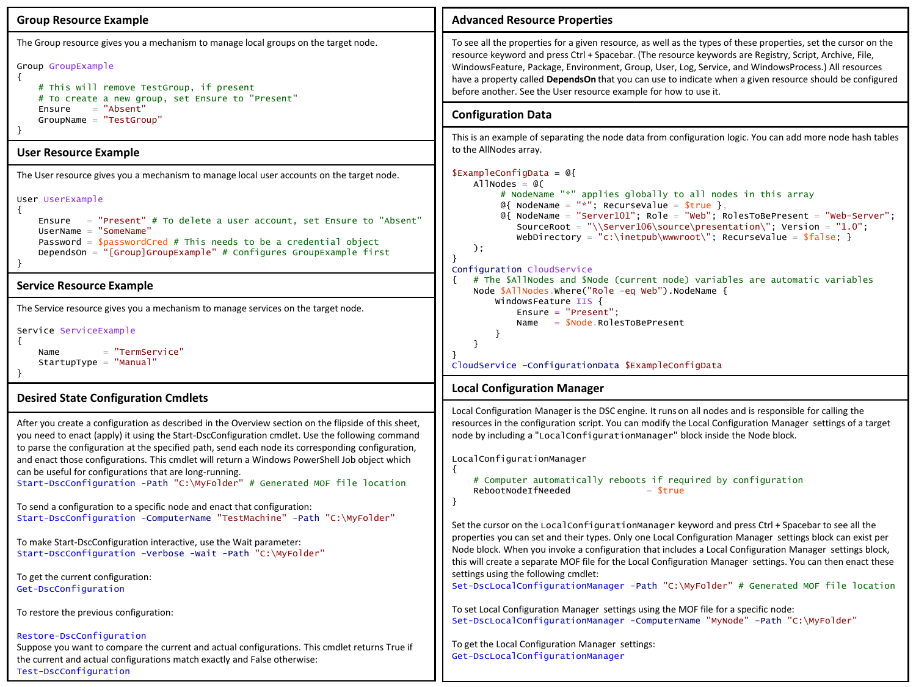## Group Resource Example

The Group resource gives you a mechanism to manage local groups on the target node.

```
Group GroupExample
{
    # This will remove TestGroup, if present
    # To create a new group, set Ensure to "Present"
    Ensure    = "Absent"
    GroupName = "TestGroup"
}
```

## User Resource Example

The User resource gives you a mechanism to manage local user accounts on the target node.

```
User UserExample
{
    Ensure   = "Present" # To delete a user account, set Ensure to "Absent"
    UserName = "SomeName"
    Password = $passwordCred # This needs to be a credential object
    DependsOn = "[Group]GroupExample" # Configures GroupExample first
}
```

## Service Resource Example

The Service resource gives you a mechanism to manage services on the target node.

```
Service ServiceExample
{
    Name        = "TermService"
    StartupType = "Manual"
}
```

## Desired State Configuration Cmdlets

After you create a configuration as described in the Overview section on the flipside of this sheet, you need to enact (apply) it using the Start-DscConfiguration cmdlet. Use the following command to parse the configuration at the specified path, send each node its corresponding configuration, and enact those configurations. This cmdlet will return a Windows PowerShell Job object which can be useful for configurations that are long-running.

```
Start-DscConfiguration -Path "C:\MyFolder" # Generated MOF file location
```

To send a configuration to a specific node and enact that configuration:

```
Start-DscConfiguration -ComputerName "TestMachine" -Path "C:\MyFolder"
```

To make Start-DscConfiguration interactive, use the Wait parameter:

```
Start-DscConfiguration -Verbose -Wait -Path "C:\MyFolder"
```

To get the current configuration:

```
Get-DscConfiguration
```

To restore the previous configuration:

```
Restore-DscConfiguration
```

Suppose you want to compare the current and actual configurations. This cmdlet returns True if the current and actual configurations match exactly and False otherwise:

```
Test-DscConfiguration
```

## Advanced Resource Properties

To see all the properties for a given resource, as well as the types of these properties, set the cursor on the resource keyword and press Ctrl + Spacebar. (The resource keywords are Registry, Script, Archive, File, WindowsFeature, Package, Environment, Group, User, Log, Service, and WindowsProcess.) All resources have a property called **DependsOn** that you can use to indicate when a given resource should be configured before another. See the User resource example for how to use it.

## Configuration Data

This is an example of separating the node data from configuration logic. You can add more node hash tables to the AllNodes array.

```
$ExampleConfigData = @{
    AllNodes = @(
        # NodeName "*" applies globally to all nodes in this array
        @{ NodeName = "*"; RecurseValue = $true },
        @{ NodeName = "Server101"; Role = "Web"; RolesToBePresent = "Web-Server";
           SourceRoot = "\\Server106\source\presentation\"; Version = "1.0";
           WebDirectory = "c:\inetpub\wwwroot\"; RecurseValue = $false; }
    );
}
Configuration CloudService
{   # The $AllNodes and $Node (current node) variables are automatic variables
    Node $AllNodes.Where("Role -eq Web").NodeName {
        WindowsFeature IIS {
            Ensure = "Present";
            Name   = $Node.RolesToBePresent
        }
    }
}
CloudService -ConfigurationData $ExampleConfigData
```

## Local Configuration Manager

Local Configuration Manager is the DSC engine. It runs on all nodes and is responsible for calling the resources in the configuration script. You can modify the Local Configuration Manager settings of a target node by including a "LocalConfigurationManager" block inside the Node block.

```
LocalConfigurationManager
{
    # Computer automatically reboots if required by configuration
    RebootNodeIfNeeded            = $true
}
```

Set the cursor on the LocalConfigurationManager keyword and press Ctrl + Spacebar to see all the properties you can set and their types. Only one Local Configuration Manager settings block can exist per Node block. When you invoke a configuration that includes a Local Configuration Manager settings block, this will create a separate MOF file for the Local Configuration Manager settings. You can then enact these settings using the following cmdlet:

```
Set-DscLocalConfigurationManager -Path "C:\MyFolder" # Generated MOF file location
```

To set Local Configuration Manager settings using the MOF file for a specific node:

```
Set-DscLocalConfigurationManager -ComputerName "MyNode" -Path "C:\MyFolder"
```

To get the Local Configuration Manager settings:

```
Get-DscLocalConfigurationManager
```